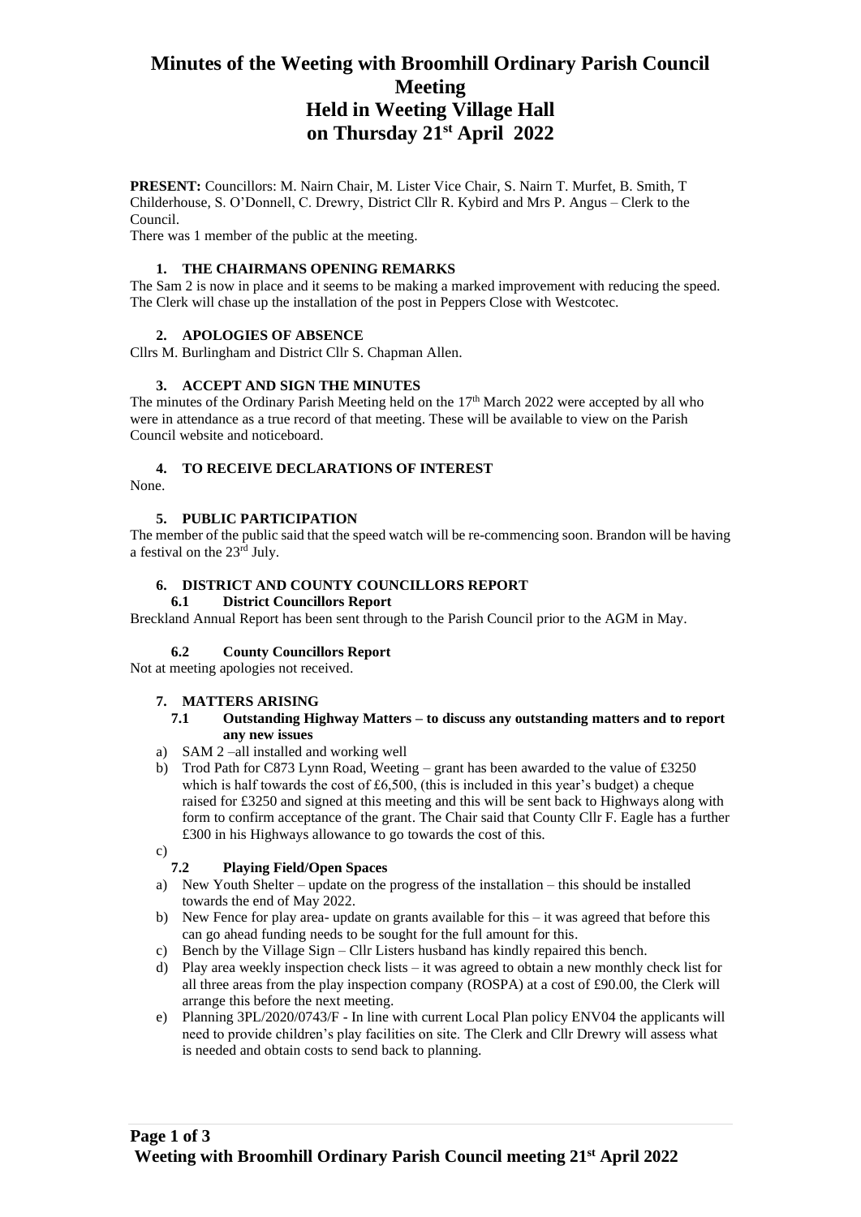# Minutes of the Weeting with Broomhill Ordinary Parish Council Meeting
# Held in Weeting Village Hall
# on Thursday 21st April 2022

**PRESENT:** Councillors: M. Nairn Chair, M. Lister Vice Chair, S. Nairn T. Murfet, B. Smith, T Childerhouse, S. O'Donnell, C. Drewry, District Cllr R. Kybird and Mrs P. Angus – Clerk to the Council.

There was 1 member of the public at the meeting.

### 1. THE CHAIRMANS OPENING REMARKS

The Sam 2 is now in place and it seems to be making a marked improvement with reducing the speed. The Clerk will chase up the installation of the post in Peppers Close with Westcotec.

### 2. APOLOGIES OF ABSENCE

Cllrs M. Burlingham and District Cllr S. Chapman Allen.

### 3. ACCEPT AND SIGN THE MINUTES

The minutes of the Ordinary Parish Meeting held on the 17th March 2022 were accepted by all who were in attendance as a true record of that meeting. These will be available to view on the Parish Council website and noticeboard.

### 4. TO RECEIVE DECLARATIONS OF INTEREST

None.

### 5. PUBLIC PARTICIPATION

The member of the public said that the speed watch will be re-commencing soon. Brandon will be having a festival on the 23rd July.

### 6. DISTRICT AND COUNTY COUNCILLORS REPORT

#### 6.1 District Councillors Report

Breckland Annual Report has been sent through to the Parish Council prior to the AGM in May.

#### 6.2 County Councillors Report

Not at meeting apologies not received.

### 7. MATTERS ARISING

#### 7.1 Outstanding Highway Matters – to discuss any outstanding matters and to report any new issues

a) SAM 2 –all installed and working well
b) Trod Path for C873 Lynn Road, Weeting – grant has been awarded to the value of £3250 which is half towards the cost of £6,500, (this is included in this year's budget) a cheque raised for £3250 and signed at this meeting and this will be sent back to Highways along with form to confirm acceptance of the grant. The Chair said that County Cllr F. Eagle has a further £300 in his Highways allowance to go towards the cost of this.
c)

#### 7.2 Playing Field/Open Spaces

a) New Youth Shelter – update on the progress of the installation – this should be installed towards the end of May 2022.
b) New Fence for play area- update on grants available for this – it was agreed that before this can go ahead funding needs to be sought for the full amount for this.
c) Bench by the Village Sign – Cllr Listers husband has kindly repaired this bench.
d) Play area weekly inspection check lists – it was agreed to obtain a new monthly check list for all three areas from the play inspection company (ROSPA) at a cost of £90.00, the Clerk will arrange this before the next meeting.
e) Planning 3PL/2020/0743/F - In line with current Local Plan policy ENV04 the applicants will need to provide children's play facilities on site. The Clerk and Cllr Drewry will assess what is needed and obtain costs to send back to planning.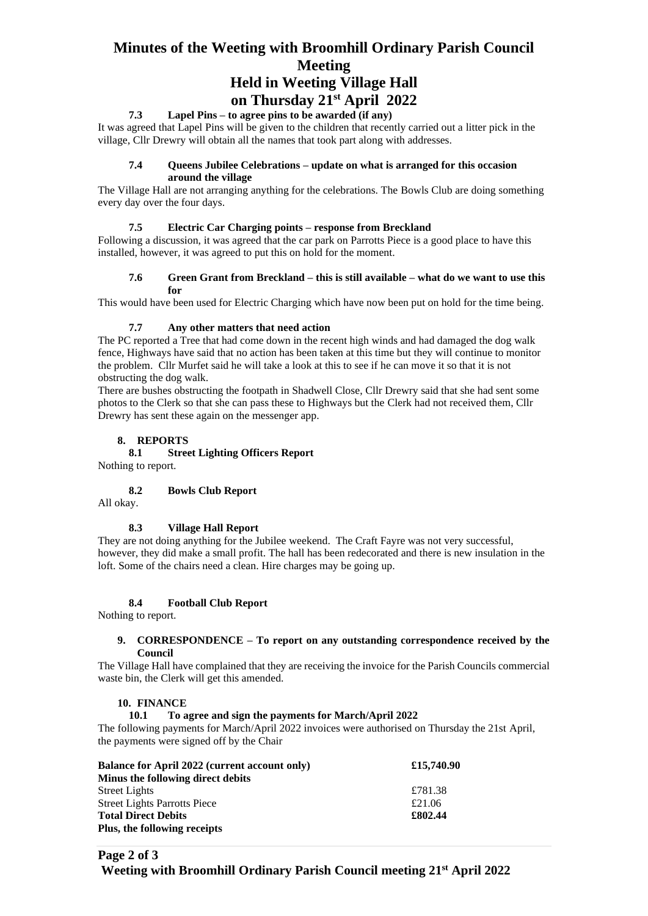# Minutes of the Weeting with Broomhill Ordinary Parish Council Meeting
# Held in Weeting Village Hall
# on Thursday 21st April 2022

**7.3 Lapel Pins – to agree pins to be awarded (if any)**

It was agreed that Lapel Pins will be given to the children that recently carried out a litter pick in the village, Cllr Drewry will obtain all the names that took part along with addresses.

**7.4 Queens Jubilee Celebrations – update on what is arranged for this occasion around the village**

The Village Hall are not arranging anything for the celebrations. The Bowls Club are doing something every day over the four days.

**7.5 Electric Car Charging points – response from Breckland**

Following a discussion, it was agreed that the car park on Parrotts Piece is a good place to have this installed, however, it was agreed to put this on hold for the moment.

**7.6 Green Grant from Breckland – this is still available – what do we want to use this for**

This would have been used for Electric Charging which have now been put on hold for the time being.

**7.7 Any other matters that need action**

The PC reported a Tree that had come down in the recent high winds and had damaged the dog walk fence, Highways have said that no action has been taken at this time but they will continue to monitor the problem. Cllr Murfet said he will take a look at this to see if he can move it so that it is not obstructing the dog walk.

There are bushes obstructing the footpath in Shadwell Close, Cllr Drewry said that she had sent some photos to the Clerk so that she can pass these to Highways but the Clerk had not received them, Cllr Drewry has sent these again on the messenger app.

**8. REPORTS**

**8.1 Street Lighting Officers Report**

Nothing to report.

**8.2 Bowls Club Report**

All okay.

**8.3 Village Hall Report**

They are not doing anything for the Jubilee weekend. The Craft Fayre was not very successful, however, they did make a small profit. The hall has been redecorated and there is new insulation in the loft. Some of the chairs need a clean. Hire charges may be going up.

**8.4 Football Club Report**

Nothing to report.

**9. CORRESPONDENCE – To report on any outstanding correspondence received by the Council**

The Village Hall have complained that they are receiving the invoice for the Parish Councils commercial waste bin, the Clerk will get this amended.

**10. FINANCE**

**10.1 To agree and sign the payments for March/April 2022**

The following payments for March/April 2022 invoices were authorised on Thursday the 21st April, the payments were signed off by the Chair

| | |
|---|---|
| **Balance for April 2022 (current account only)** | **£15,740.90** |
| **Minus the following direct debits** | |
| Street Lights | £781.38 |
| Street Lights Parrotts Piece | £21.06 |
| **Total Direct Debits** | **£802.44** |
| **Plus, the following receipts** | |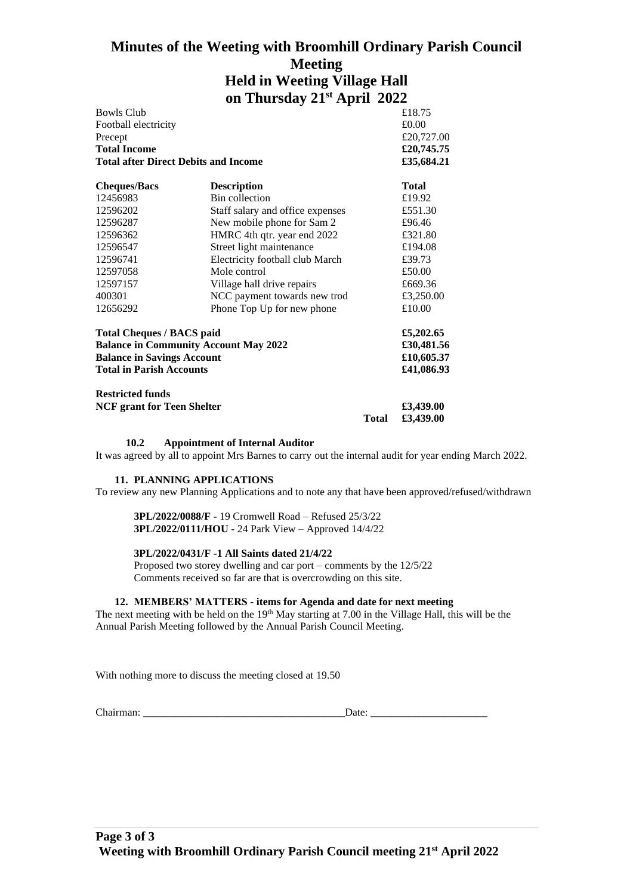# Minutes of the Weeting with Broomhill Ordinary Parish Council Meeting
# Held in Weeting Village Hall
# on Thursday 21st April 2022

| | |
|---|---|
| Bowls Club | £18.75 |
| Football electricity | £0.00 |
| Precept | £20,727.00 |
| **Total Income** | **£20,745.75** |
| **Total after Direct Debits and Income** | **£35,684.21** |

| **Cheques/Bacs** | **Description** | **Total** |
|---|---|---|
| 12456983 | Bin collection | £19.92 |
| 12596202 | Staff salary and office expenses | £551.30 |
| 12596287 | New mobile phone for Sam 2 | £96.46 |
| 12596362 | HMRC 4th qtr. year end 2022 | £321.80 |
| 12596547 | Street light maintenance | £194.08 |
| 12596741 | Electricity football club March | £39.73 |
| 12597058 | Mole control | £50.00 |
| 12597157 | Village hall drive repairs | £669.36 |
| 400301 | NCC payment towards new trod | £3,250.00 |
| 12656292 | Phone Top Up for new phone | £10.00 |

| | |
|---|---|
| **Total Cheques / BACS paid** | **£5,202.65** |
| **Balance in Community Account May 2022** | **£30,481.56** |
| **Balance in Savings Account** | **£10,605.37** |
| **Total in Parish Accounts** | **£41,086.93** |

**Restricted funds**

| | | |
|---|---|---|
| **NCF grant for Teen Shelter** | | **£3,439.00** |
| | **Total** | **£3,439.00** |

### 10.2 Appointment of Internal Auditor

It was agreed by all to appoint Mrs Barnes to carry out the internal audit for year ending March 2022.

### 11. PLANNING APPLICATIONS

To review any new Planning Applications and to note any that have been approved/refused/withdrawn

**3PL/2022/0088/F -** 19 Cromwell Road – Refused 25/3/22
**3PL/2022/0111/HOU** - 24 Park View – Approved 14/4/22

**3PL/2022/0431/F -1 All Saints dated 21/4/22**
Proposed two storey dwelling and car port – comments by the 12/5/22
Comments received so far are that is overcrowding on this site.

### 12. MEMBERS' MATTERS - items for Agenda and date for next meeting

The next meeting with be held on the 19th May starting at 7.00 in the Village Hall, this will be the Annual Parish Meeting followed by the Annual Parish Council Meeting.

With nothing more to discuss the meeting closed at 19.50

Chairman: _____________________________________Date: _____________________